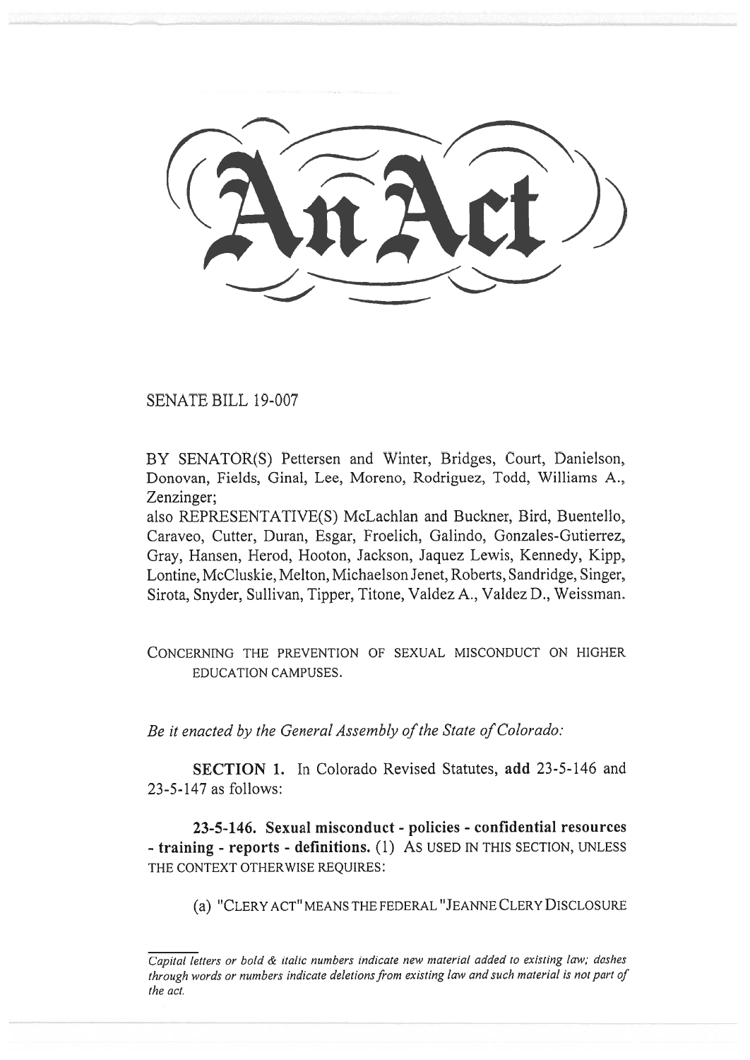# An Act

SENATE BILL 19-007

BY SENATOR(S) Pettersen and Winter, Bridges, Court, Danielson, Donovan, Fields, Ginal, Lee, Moreno, Rodriguez, Todd, Williams A., Zenzinger;

also REPRESENTATIVE(S) McLachlan and Buckner, Bird, Buentello, Caraveo, Cutter, Duran, Esgar, Froelich, Galindo, Gonzales-Gutierrez, Gray, Hansen, Herod, Hooton, Jackson, Jaquez Lewis, Kennedy, Kipp, Lontine, McCluskie, Melton, Michaelson Jenet, Roberts, Sandridge, Singer, Sirota, Snyder, Sullivan, Tipper, Titone, Valdez A., Valdez D., Weissman.

CONCERNING THE PREVENTION OF SEXUAL MISCONDUCT ON HIGHER EDUCATION CAMPUSES.

*Be it enacted by the General Assembly of the State of Colorado:*

**SECTION 1.** In Colorado Revised Statutes, **add** 23-5-146 and 23-5-147 as follows:

**23-5-146. Sexual misconduct - policies - confidential resources - training - reports - definitions.** (1) AS USED IN THIS SECTION, UNLESS THE CONTEXT OTHERWISE REQUIRES:

(a) "CLERY ACT" MEANS THE FEDERAL "JEANNE CLERY DISCLOSURE

---

*Capital letters or bold & italic numbers indicate new material added to existing law; dashes through words or numbers indicate deletions from existing law and such material is not part of the act.*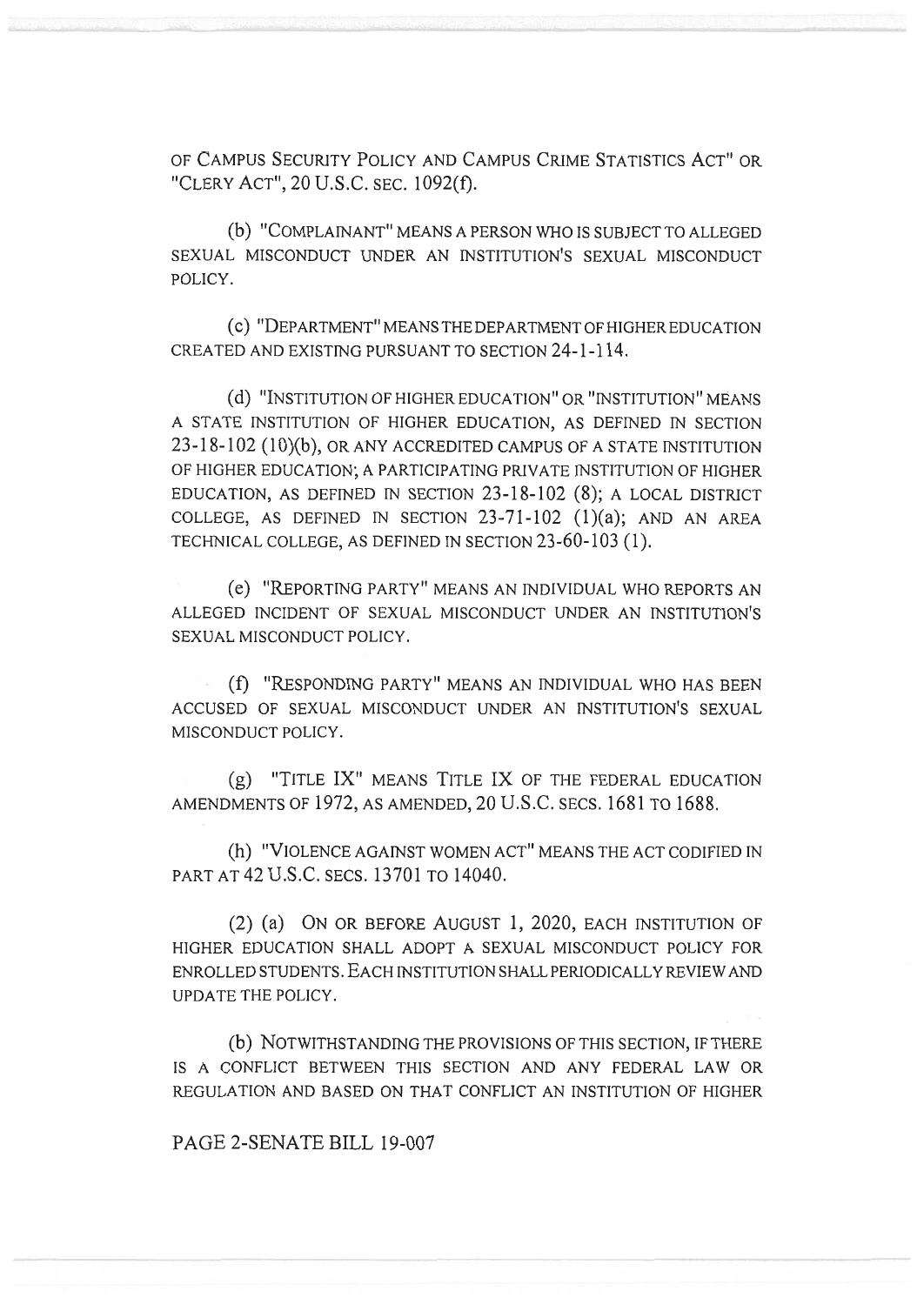OF CAMPUS SECURITY POLICY AND CAMPUS CRIME STATISTICS ACT" OR "CLERY ACT", 20 U.S.C. SEC. 1092(f).

(b) "COMPLAINANT" MEANS A PERSON WHO IS SUBJECT TO ALLEGED SEXUAL MISCONDUCT UNDER AN INSTITUTION'S SEXUAL MISCONDUCT POLICY.

(c) "DEPARTMENT" MEANS THE DEPARTMENT OF HIGHER EDUCATION CREATED AND EXISTING PURSUANT TO SECTION 24-1-114.

(d) "INSTITUTION OF HIGHER EDUCATION" OR "INSTITUTION" MEANS A STATE INSTITUTION OF HIGHER EDUCATION, AS DEFINED IN SECTION 23-18-102 (10)(b), OR ANY ACCREDITED CAMPUS OF A STATE INSTITUTION OF HIGHER EDUCATION; A PARTICIPATING PRIVATE INSTITUTION OF HIGHER EDUCATION, AS DEFINED IN SECTION 23-18-102 (8); A LOCAL DISTRICT COLLEGE, AS DEFINED IN SECTION 23-71-102 (1)(a); AND AN AREA TECHNICAL COLLEGE, AS DEFINED IN SECTION 23-60-103 (1).

(e) "REPORTING PARTY" MEANS AN INDIVIDUAL WHO REPORTS AN ALLEGED INCIDENT OF SEXUAL MISCONDUCT UNDER AN INSTITUTION'S SEXUAL MISCONDUCT POLICY.

(f) "RESPONDING PARTY" MEANS AN INDIVIDUAL WHO HAS BEEN ACCUSED OF SEXUAL MISCONDUCT UNDER AN INSTITUTION'S SEXUAL MISCONDUCT POLICY.

(g) "TITLE IX" MEANS TITLE IX OF THE FEDERAL EDUCATION AMENDMENTS OF 1972, AS AMENDED, 20 U.S.C. SECS. 1681 TO 1688.

(h) "VIOLENCE AGAINST WOMEN ACT" MEANS THE ACT CODIFIED IN PART AT 42 U.S.C. SECS. 13701 TO 14040.

(2) (a) ON OR BEFORE AUGUST 1, 2020, EACH INSTITUTION OF HIGHER EDUCATION SHALL ADOPT A SEXUAL MISCONDUCT POLICY FOR ENROLLED STUDENTS. EACH INSTITUTION SHALL PERIODICALLY REVIEW AND UPDATE THE POLICY.

(b) NOTWITHSTANDING THE PROVISIONS OF THIS SECTION, IF THERE IS A CONFLICT BETWEEN THIS SECTION AND ANY FEDERAL LAW OR REGULATION AND BASED ON THAT CONFLICT AN INSTITUTION OF HIGHER

PAGE 2-SENATE BILL 19-007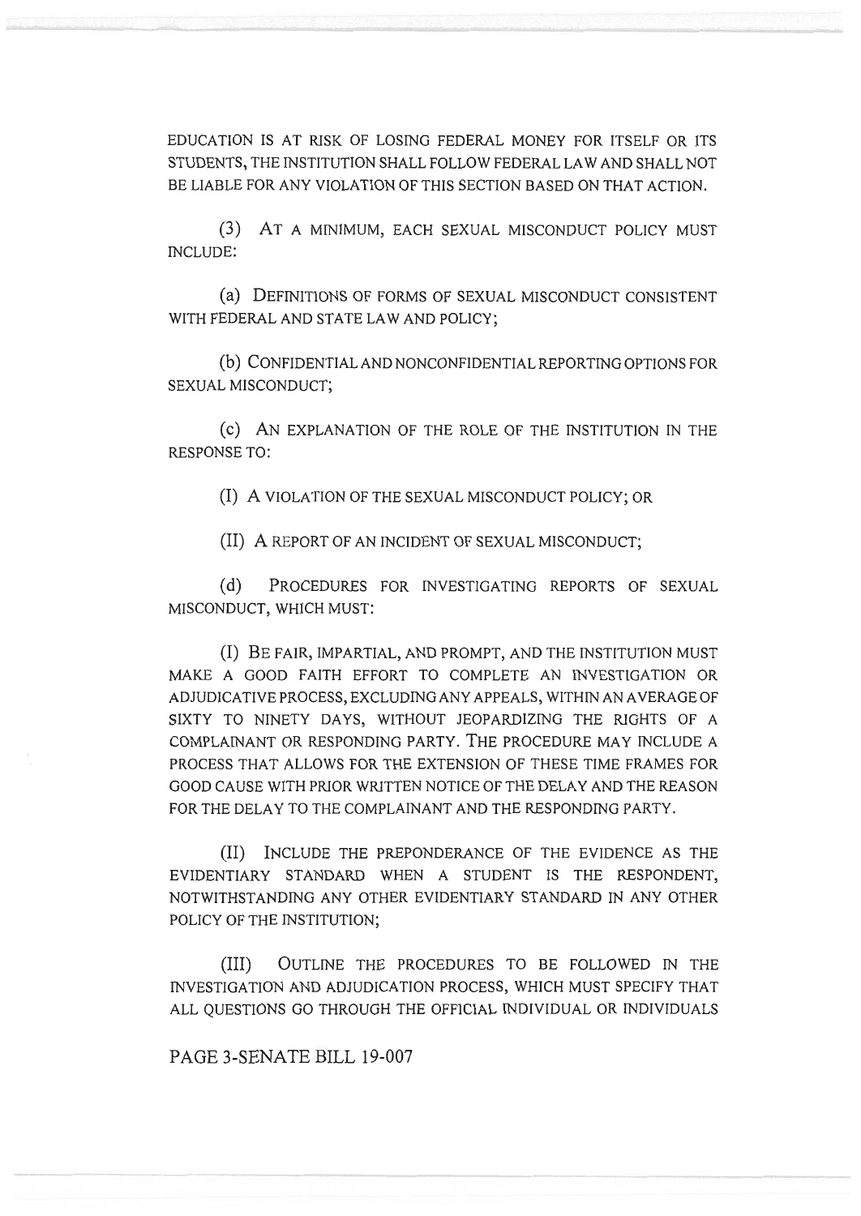EDUCATION IS AT RISK OF LOSING FEDERAL MONEY FOR ITSELF OR ITS STUDENTS, THE INSTITUTION SHALL FOLLOW FEDERAL LAW AND SHALL NOT BE LIABLE FOR ANY VIOLATION OF THIS SECTION BASED ON THAT ACTION.

(3) AT A MINIMUM, EACH SEXUAL MISCONDUCT POLICY MUST INCLUDE:

(a) DEFINITIONS OF FORMS OF SEXUAL MISCONDUCT CONSISTENT WITH FEDERAL AND STATE LAW AND POLICY;

(b) CONFIDENTIAL AND NONCONFIDENTIAL REPORTING OPTIONS FOR SEXUAL MISCONDUCT;

(c) AN EXPLANATION OF THE ROLE OF THE INSTITUTION IN THE RESPONSE TO:

(I) A VIOLATION OF THE SEXUAL MISCONDUCT POLICY; OR

(II) A REPORT OF AN INCIDENT OF SEXUAL MISCONDUCT;

(d) PROCEDURES FOR INVESTIGATING REPORTS OF SEXUAL MISCONDUCT, WHICH MUST:

(I) BE FAIR, IMPARTIAL, AND PROMPT, AND THE INSTITUTION MUST MAKE A GOOD FAITH EFFORT TO COMPLETE AN INVESTIGATION OR ADJUDICATIVE PROCESS, EXCLUDING ANY APPEALS, WITHIN AN AVERAGE OF SIXTY TO NINETY DAYS, WITHOUT JEOPARDIZING THE RIGHTS OF A COMPLAINANT OR RESPONDING PARTY. THE PROCEDURE MAY INCLUDE A PROCESS THAT ALLOWS FOR THE EXTENSION OF THESE TIME FRAMES FOR GOOD CAUSE WITH PRIOR WRITTEN NOTICE OF THE DELAY AND THE REASON FOR THE DELAY TO THE COMPLAINANT AND THE RESPONDING PARTY.

(II) INCLUDE THE PREPONDERANCE OF THE EVIDENCE AS THE EVIDENTIARY STANDARD WHEN A STUDENT IS THE RESPONDENT, NOTWITHSTANDING ANY OTHER EVIDENTIARY STANDARD IN ANY OTHER POLICY OF THE INSTITUTION;

(III) OUTLINE THE PROCEDURES TO BE FOLLOWED IN THE INVESTIGATION AND ADJUDICATION PROCESS, WHICH MUST SPECIFY THAT ALL QUESTIONS GO THROUGH THE OFFICIAL INDIVIDUAL OR INDIVIDUALS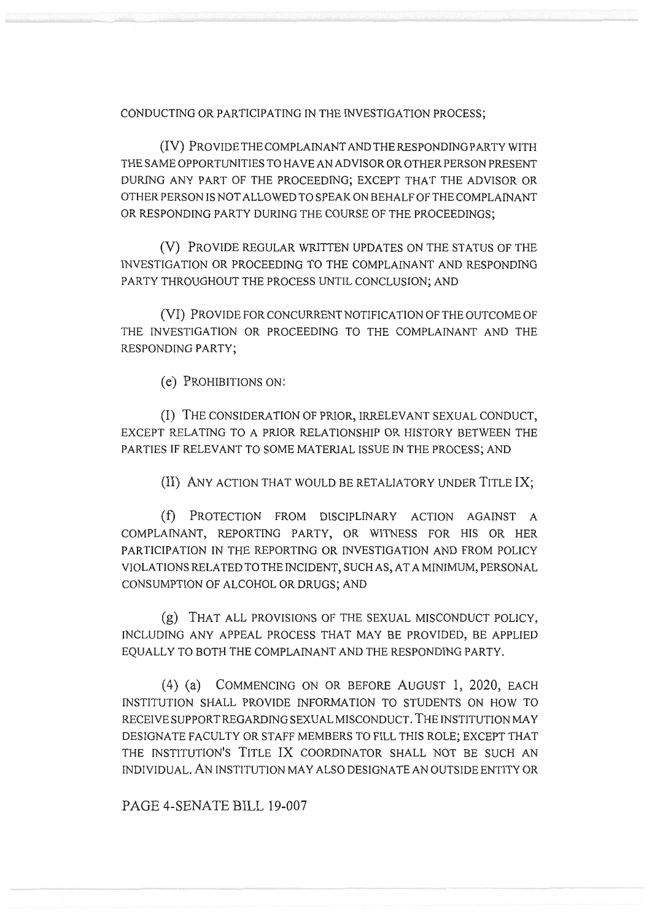CONDUCTING OR PARTICIPATING IN THE INVESTIGATION PROCESS;

(IV) PROVIDE THE COMPLAINANT AND THE RESPONDING PARTY WITH THE SAME OPPORTUNITIES TO HAVE AN ADVISOR OR OTHER PERSON PRESENT DURING ANY PART OF THE PROCEEDING; EXCEPT THAT THE ADVISOR OR OTHER PERSON IS NOT ALLOWED TO SPEAK ON BEHALF OF THE COMPLAINANT OR RESPONDING PARTY DURING THE COURSE OF THE PROCEEDINGS;

(V) PROVIDE REGULAR WRITTEN UPDATES ON THE STATUS OF THE INVESTIGATION OR PROCEEDING TO THE COMPLAINANT AND RESPONDING PARTY THROUGHOUT THE PROCESS UNTIL CONCLUSION; AND

(VI) PROVIDE FOR CONCURRENT NOTIFICATION OF THE OUTCOME OF THE INVESTIGATION OR PROCEEDING TO THE COMPLAINANT AND THE RESPONDING PARTY;

(e) PROHIBITIONS ON:

(I) THE CONSIDERATION OF PRIOR, IRRELEVANT SEXUAL CONDUCT, EXCEPT RELATING TO A PRIOR RELATIONSHIP OR HISTORY BETWEEN THE PARTIES IF RELEVANT TO SOME MATERIAL ISSUE IN THE PROCESS; AND

(II) ANY ACTION THAT WOULD BE RETALIATORY UNDER TITLE IX;

(f) PROTECTION FROM DISCIPLINARY ACTION AGAINST A COMPLAINANT, REPORTING PARTY, OR WITNESS FOR HIS OR HER PARTICIPATION IN THE REPORTING OR INVESTIGATION AND FROM POLICY VIOLATIONS RELATED TO THE INCIDENT, SUCH AS, AT A MINIMUM, PERSONAL CONSUMPTION OF ALCOHOL OR DRUGS; AND

(g) THAT ALL PROVISIONS OF THE SEXUAL MISCONDUCT POLICY, INCLUDING ANY APPEAL PROCESS THAT MAY BE PROVIDED, BE APPLIED EQUALLY TO BOTH THE COMPLAINANT AND THE RESPONDING PARTY.

(4) (a) COMMENCING ON OR BEFORE AUGUST 1, 2020, EACH INSTITUTION SHALL PROVIDE INFORMATION TO STUDENTS ON HOW TO RECEIVE SUPPORT REGARDING SEXUAL MISCONDUCT. THE INSTITUTION MAY DESIGNATE FACULTY OR STAFF MEMBERS TO FILL THIS ROLE; EXCEPT THAT THE INSTITUTION'S TITLE IX COORDINATOR SHALL NOT BE SUCH AN INDIVIDUAL. AN INSTITUTION MAY ALSO DESIGNATE AN OUTSIDE ENTITY OR

PAGE 4-SENATE BILL 19-007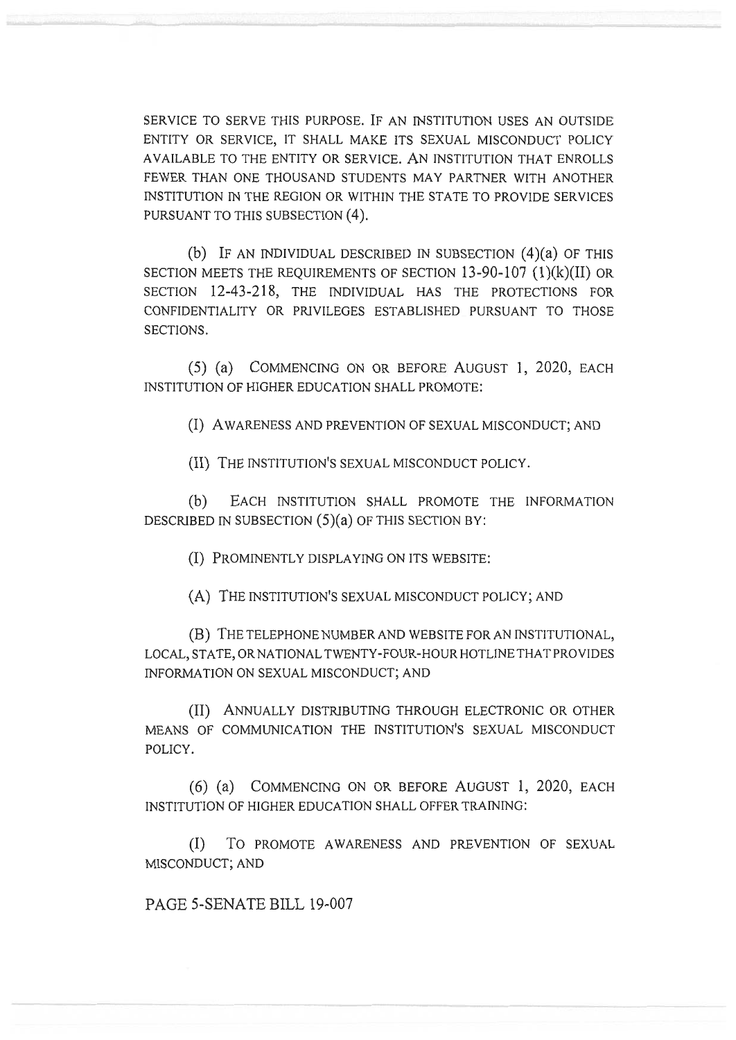SERVICE TO SERVE THIS PURPOSE. IF AN INSTITUTION USES AN OUTSIDE ENTITY OR SERVICE, IT SHALL MAKE ITS SEXUAL MISCONDUCT POLICY AVAILABLE TO THE ENTITY OR SERVICE. AN INSTITUTION THAT ENROLLS FEWER THAN ONE THOUSAND STUDENTS MAY PARTNER WITH ANOTHER INSTITUTION IN THE REGION OR WITHIN THE STATE TO PROVIDE SERVICES PURSUANT TO THIS SUBSECTION (4).

(b) IF AN INDIVIDUAL DESCRIBED IN SUBSECTION (4)(a) OF THIS SECTION MEETS THE REQUIREMENTS OF SECTION 13-90-107 (1)(k)(II) OR SECTION 12-43-218, THE INDIVIDUAL HAS THE PROTECTIONS FOR CONFIDENTIALITY OR PRIVILEGES ESTABLISHED PURSUANT TO THOSE SECTIONS.

(5) (a) COMMENCING ON OR BEFORE AUGUST 1, 2020, EACH INSTITUTION OF HIGHER EDUCATION SHALL PROMOTE:

(I) AWARENESS AND PREVENTION OF SEXUAL MISCONDUCT; AND

(II) THE INSTITUTION'S SEXUAL MISCONDUCT POLICY.

(b) EACH INSTITUTION SHALL PROMOTE THE INFORMATION DESCRIBED IN SUBSECTION (5)(a) OF THIS SECTION BY:

(I) PROMINENTLY DISPLAYING ON ITS WEBSITE:

(A) THE INSTITUTION'S SEXUAL MISCONDUCT POLICY; AND

(B) THE TELEPHONE NUMBER AND WEBSITE FOR AN INSTITUTIONAL, LOCAL, STATE, OR NATIONAL TWENTY-FOUR-HOUR HOTLINE THAT PROVIDES INFORMATION ON SEXUAL MISCONDUCT; AND

(II) ANNUALLY DISTRIBUTING THROUGH ELECTRONIC OR OTHER MEANS OF COMMUNICATION THE INSTITUTION'S SEXUAL MISCONDUCT POLICY.

(6) (a) COMMENCING ON OR BEFORE AUGUST 1, 2020, EACH INSTITUTION OF HIGHER EDUCATION SHALL OFFER TRAINING:

(I) TO PROMOTE AWARENESS AND PREVENTION OF SEXUAL MISCONDUCT; AND

PAGE 5-SENATE BILL 19-007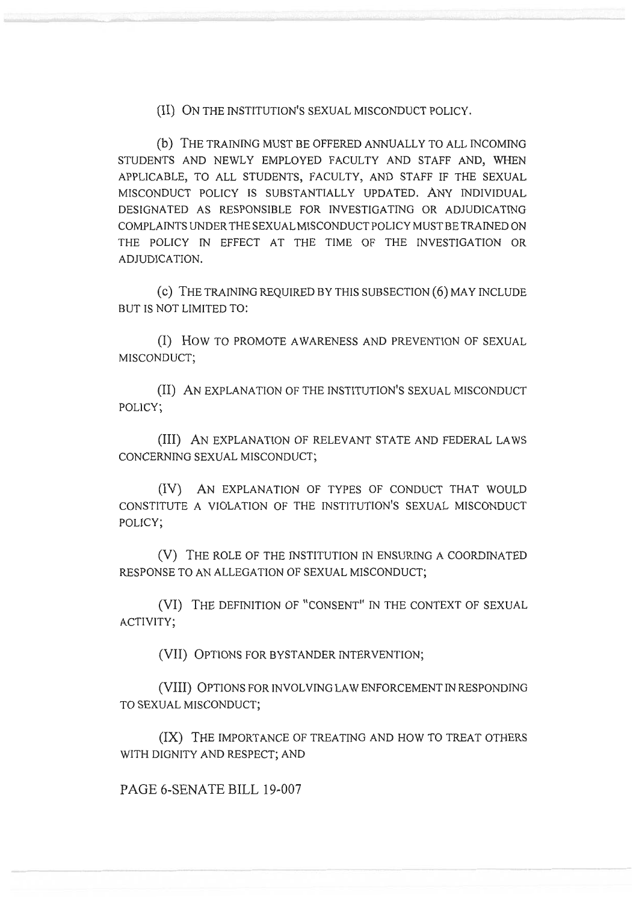(II) ON THE INSTITUTION'S SEXUAL MISCONDUCT POLICY.

(b) THE TRAINING MUST BE OFFERED ANNUALLY TO ALL INCOMING STUDENTS AND NEWLY EMPLOYED FACULTY AND STAFF AND, WHEN APPLICABLE, TO ALL STUDENTS, FACULTY, AND STAFF IF THE SEXUAL MISCONDUCT POLICY IS SUBSTANTIALLY UPDATED. ANY INDIVIDUAL DESIGNATED AS RESPONSIBLE FOR INVESTIGATING OR ADJUDICATING COMPLAINTS UNDER THE SEXUAL MISCONDUCT POLICY MUST BE TRAINED ON THE POLICY IN EFFECT AT THE TIME OF THE INVESTIGATION OR ADJUDICATION.

(c) THE TRAINING REQUIRED BY THIS SUBSECTION (6) MAY INCLUDE BUT IS NOT LIMITED TO:

(I) HOW TO PROMOTE AWARENESS AND PREVENTION OF SEXUAL MISCONDUCT;

(II) AN EXPLANATION OF THE INSTITUTION'S SEXUAL MISCONDUCT POLICY;

(III) AN EXPLANATION OF RELEVANT STATE AND FEDERAL LAWS CONCERNING SEXUAL MISCONDUCT;

(IV) AN EXPLANATION OF TYPES OF CONDUCT THAT WOULD CONSTITUTE A VIOLATION OF THE INSTITUTION'S SEXUAL MISCONDUCT POLICY;

(V) THE ROLE OF THE INSTITUTION IN ENSURING A COORDINATED RESPONSE TO AN ALLEGATION OF SEXUAL MISCONDUCT;

(VI) THE DEFINITION OF "CONSENT" IN THE CONTEXT OF SEXUAL ACTIVITY;

(VII) OPTIONS FOR BYSTANDER INTERVENTION;

(VIII) OPTIONS FOR INVOLVING LAW ENFORCEMENT IN RESPONDING TO SEXUAL MISCONDUCT;

(IX) THE IMPORTANCE OF TREATING AND HOW TO TREAT OTHERS WITH DIGNITY AND RESPECT; AND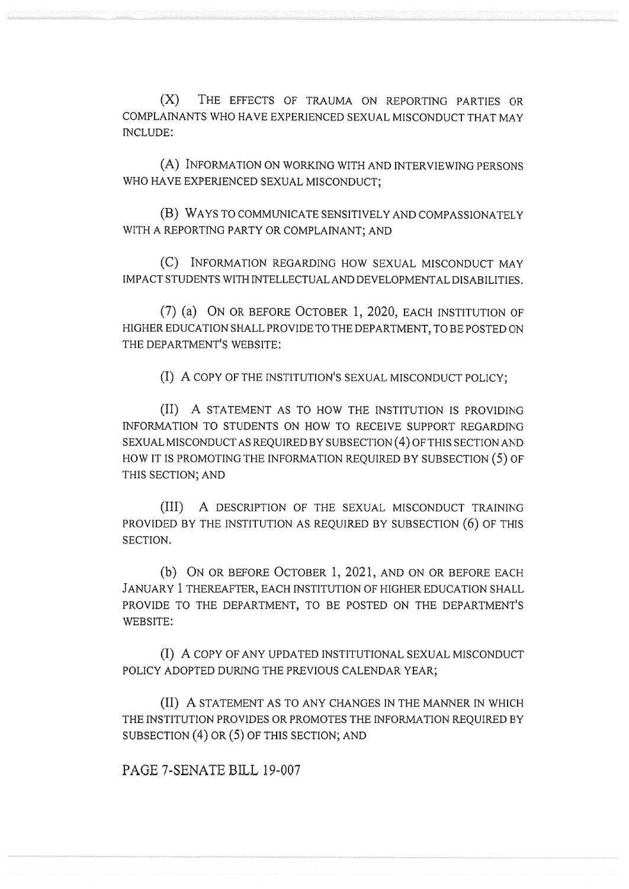(X) THE EFFECTS OF TRAUMA ON REPORTING PARTIES OR COMPLAINANTS WHO HAVE EXPERIENCED SEXUAL MISCONDUCT THAT MAY INCLUDE:

(A) INFORMATION ON WORKING WITH AND INTERVIEWING PERSONS WHO HAVE EXPERIENCED SEXUAL MISCONDUCT;

(B) WAYS TO COMMUNICATE SENSITIVELY AND COMPASSIONATELY WITH A REPORTING PARTY OR COMPLAINANT; AND

(C) INFORMATION REGARDING HOW SEXUAL MISCONDUCT MAY IMPACT STUDENTS WITH INTELLECTUAL AND DEVELOPMENTAL DISABILITIES.

(7) (a) ON OR BEFORE OCTOBER 1, 2020, EACH INSTITUTION OF HIGHER EDUCATION SHALL PROVIDE TO THE DEPARTMENT, TO BE POSTED ON THE DEPARTMENT'S WEBSITE:

(I) A COPY OF THE INSTITUTION'S SEXUAL MISCONDUCT POLICY;

(II) A STATEMENT AS TO HOW THE INSTITUTION IS PROVIDING INFORMATION TO STUDENTS ON HOW TO RECEIVE SUPPORT REGARDING SEXUAL MISCONDUCT AS REQUIRED BY SUBSECTION (4) OF THIS SECTION AND HOW IT IS PROMOTING THE INFORMATION REQUIRED BY SUBSECTION (5) OF THIS SECTION; AND

(III) A DESCRIPTION OF THE SEXUAL MISCONDUCT TRAINING PROVIDED BY THE INSTITUTION AS REQUIRED BY SUBSECTION (6) OF THIS SECTION.

(b) ON OR BEFORE OCTOBER 1, 2021, AND ON OR BEFORE EACH JANUARY 1 THEREAFTER, EACH INSTITUTION OF HIGHER EDUCATION SHALL PROVIDE TO THE DEPARTMENT, TO BE POSTED ON THE DEPARTMENT'S WEBSITE:

(I) A COPY OF ANY UPDATED INSTITUTIONAL SEXUAL MISCONDUCT POLICY ADOPTED DURING THE PREVIOUS CALENDAR YEAR;

(II) A STATEMENT AS TO ANY CHANGES IN THE MANNER IN WHICH THE INSTITUTION PROVIDES OR PROMOTES THE INFORMATION REQUIRED BY SUBSECTION (4) OR (5) OF THIS SECTION; AND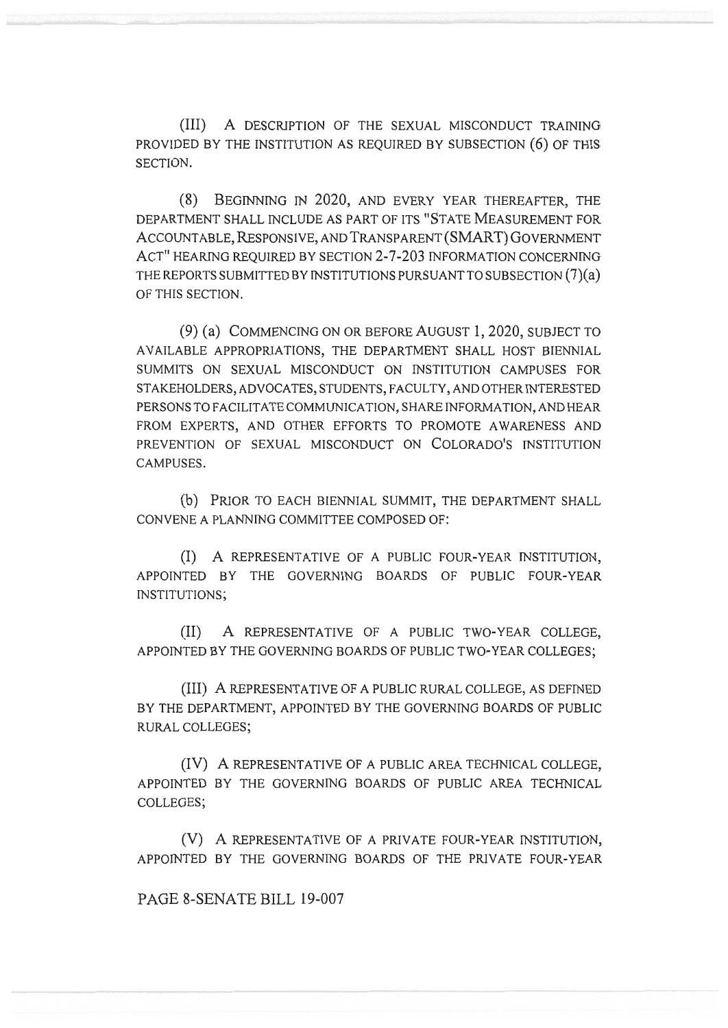(III) A DESCRIPTION OF THE SEXUAL MISCONDUCT TRAINING PROVIDED BY THE INSTITUTION AS REQUIRED BY SUBSECTION (6) OF THIS SECTION.

(8) BEGINNING IN 2020, AND EVERY YEAR THEREAFTER, THE DEPARTMENT SHALL INCLUDE AS PART OF ITS "STATE MEASUREMENT FOR ACCOUNTABLE, RESPONSIVE, AND TRANSPARENT (SMART) GOVERNMENT ACT" HEARING REQUIRED BY SECTION 2-7-203 INFORMATION CONCERNING THE REPORTS SUBMITTED BY INSTITUTIONS PURSUANT TO SUBSECTION (7)(a) OF THIS SECTION.

(9) (a) COMMENCING ON OR BEFORE AUGUST 1, 2020, SUBJECT TO AVAILABLE APPROPRIATIONS, THE DEPARTMENT SHALL HOST BIENNIAL SUMMITS ON SEXUAL MISCONDUCT ON INSTITUTION CAMPUSES FOR STAKEHOLDERS, ADVOCATES, STUDENTS, FACULTY, AND OTHER INTERESTED PERSONS TO FACILITATE COMMUNICATION, SHARE INFORMATION, AND HEAR FROM EXPERTS, AND OTHER EFFORTS TO PROMOTE AWARENESS AND PREVENTION OF SEXUAL MISCONDUCT ON COLORADO'S INSTITUTION CAMPUSES.

(b) PRIOR TO EACH BIENNIAL SUMMIT, THE DEPARTMENT SHALL CONVENE A PLANNING COMMITTEE COMPOSED OF:

(I) A REPRESENTATIVE OF A PUBLIC FOUR-YEAR INSTITUTION, APPOINTED BY THE GOVERNING BOARDS OF PUBLIC FOUR-YEAR INSTITUTIONS;

(II) A REPRESENTATIVE OF A PUBLIC TWO-YEAR COLLEGE, APPOINTED BY THE GOVERNING BOARDS OF PUBLIC TWO-YEAR COLLEGES;

(III) A REPRESENTATIVE OF A PUBLIC RURAL COLLEGE, AS DEFINED BY THE DEPARTMENT, APPOINTED BY THE GOVERNING BOARDS OF PUBLIC RURAL COLLEGES;

(IV) A REPRESENTATIVE OF A PUBLIC AREA TECHNICAL COLLEGE, APPOINTED BY THE GOVERNING BOARDS OF PUBLIC AREA TECHNICAL COLLEGES;

(V) A REPRESENTATIVE OF A PRIVATE FOUR-YEAR INSTITUTION, APPOINTED BY THE GOVERNING BOARDS OF THE PRIVATE FOUR-YEAR

PAGE 8-SENATE BILL 19-007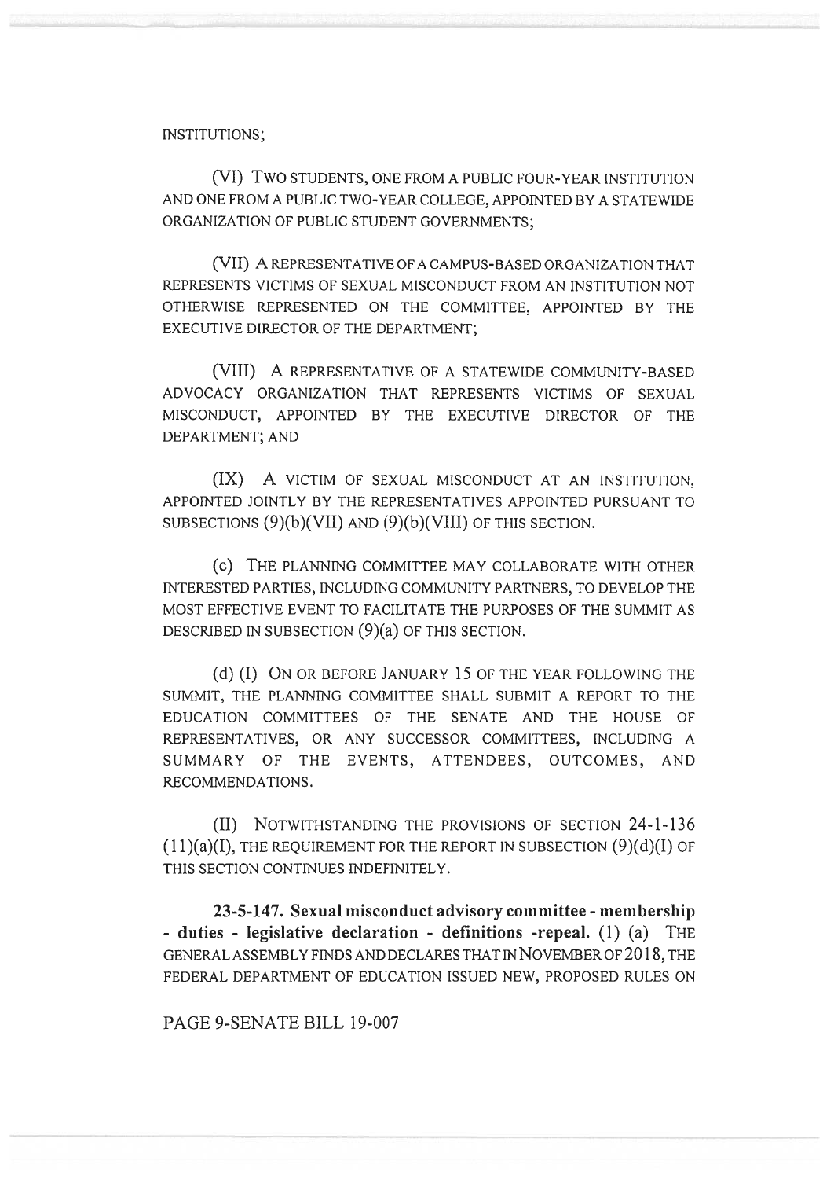INSTITUTIONS;

(VI) TWO STUDENTS, ONE FROM A PUBLIC FOUR-YEAR INSTITUTION AND ONE FROM A PUBLIC TWO-YEAR COLLEGE, APPOINTED BY A STATEWIDE ORGANIZATION OF PUBLIC STUDENT GOVERNMENTS;

(VII) A REPRESENTATIVE OF A CAMPUS-BASED ORGANIZATION THAT REPRESENTS VICTIMS OF SEXUAL MISCONDUCT FROM AN INSTITUTION NOT OTHERWISE REPRESENTED ON THE COMMITTEE, APPOINTED BY THE EXECUTIVE DIRECTOR OF THE DEPARTMENT;

(VIII) A REPRESENTATIVE OF A STATEWIDE COMMUNITY-BASED ADVOCACY ORGANIZATION THAT REPRESENTS VICTIMS OF SEXUAL MISCONDUCT, APPOINTED BY THE EXECUTIVE DIRECTOR OF THE DEPARTMENT; AND

(IX) A VICTIM OF SEXUAL MISCONDUCT AT AN INSTITUTION, APPOINTED JOINTLY BY THE REPRESENTATIVES APPOINTED PURSUANT TO SUBSECTIONS (9)(b)(VII) AND (9)(b)(VIII) OF THIS SECTION.

(c) THE PLANNING COMMITTEE MAY COLLABORATE WITH OTHER INTERESTED PARTIES, INCLUDING COMMUNITY PARTNERS, TO DEVELOP THE MOST EFFECTIVE EVENT TO FACILITATE THE PURPOSES OF THE SUMMIT AS DESCRIBED IN SUBSECTION (9)(a) OF THIS SECTION.

(d) (I) ON OR BEFORE JANUARY 15 OF THE YEAR FOLLOWING THE SUMMIT, THE PLANNING COMMITTEE SHALL SUBMIT A REPORT TO THE EDUCATION COMMITTEES OF THE SENATE AND THE HOUSE OF REPRESENTATIVES, OR ANY SUCCESSOR COMMITTEES, INCLUDING A SUMMARY OF THE EVENTS, ATTENDEES, OUTCOMES, AND RECOMMENDATIONS.

(II) NOTWITHSTANDING THE PROVISIONS OF SECTION 24-1-136 (11)(a)(I), THE REQUIREMENT FOR THE REPORT IN SUBSECTION (9)(d)(I) OF THIS SECTION CONTINUES INDEFINITELY.

**23-5-147. Sexual misconduct advisory committee - membership - duties - legislative declaration - definitions -repeal.** (1) (a) THE GENERAL ASSEMBLY FINDS AND DECLARES THAT IN NOVEMBER OF 2018, THE FEDERAL DEPARTMENT OF EDUCATION ISSUED NEW, PROPOSED RULES ON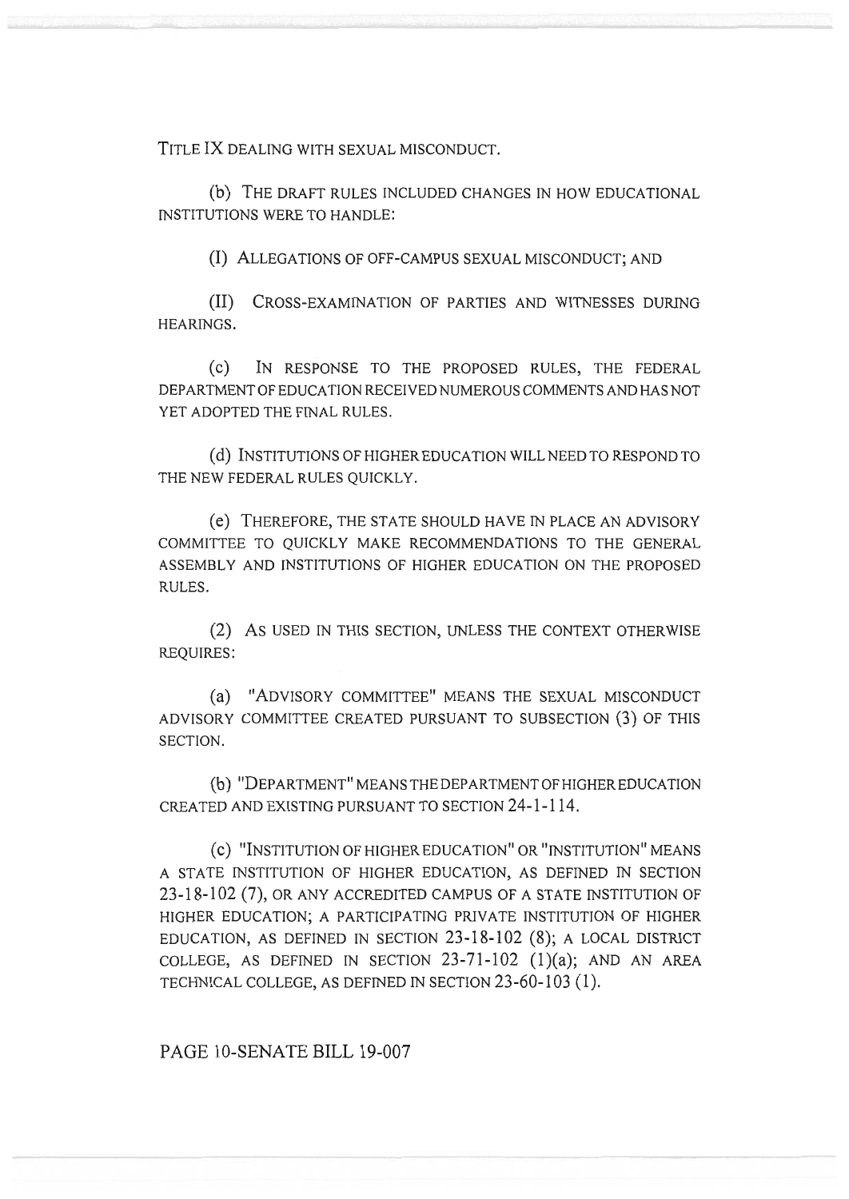TITLE IX DEALING WITH SEXUAL MISCONDUCT.

(b) THE DRAFT RULES INCLUDED CHANGES IN HOW EDUCATIONAL INSTITUTIONS WERE TO HANDLE:

(I) ALLEGATIONS OF OFF-CAMPUS SEXUAL MISCONDUCT; AND

(II) CROSS-EXAMINATION OF PARTIES AND WITNESSES DURING HEARINGS.

(c) IN RESPONSE TO THE PROPOSED RULES, THE FEDERAL DEPARTMENT OF EDUCATION RECEIVED NUMEROUS COMMENTS AND HAS NOT YET ADOPTED THE FINAL RULES.

(d) INSTITUTIONS OF HIGHER EDUCATION WILL NEED TO RESPOND TO THE NEW FEDERAL RULES QUICKLY.

(e) THEREFORE, THE STATE SHOULD HAVE IN PLACE AN ADVISORY COMMITTEE TO QUICKLY MAKE RECOMMENDATIONS TO THE GENERAL ASSEMBLY AND INSTITUTIONS OF HIGHER EDUCATION ON THE PROPOSED RULES.

(2) AS USED IN THIS SECTION, UNLESS THE CONTEXT OTHERWISE REQUIRES:

(a) "ADVISORY COMMITTEE" MEANS THE SEXUAL MISCONDUCT ADVISORY COMMITTEE CREATED PURSUANT TO SUBSECTION (3) OF THIS SECTION.

(b) "DEPARTMENT" MEANS THE DEPARTMENT OF HIGHER EDUCATION CREATED AND EXISTING PURSUANT TO SECTION 24-1-114.

(c) "INSTITUTION OF HIGHER EDUCATION" OR "INSTITUTION" MEANS A STATE INSTITUTION OF HIGHER EDUCATION, AS DEFINED IN SECTION 23-18-102 (7), OR ANY ACCREDITED CAMPUS OF A STATE INSTITUTION OF HIGHER EDUCATION; A PARTICIPATING PRIVATE INSTITUTION OF HIGHER EDUCATION, AS DEFINED IN SECTION 23-18-102 (8); A LOCAL DISTRICT COLLEGE, AS DEFINED IN SECTION 23-71-102 (1)(a); AND AN AREA TECHNICAL COLLEGE, AS DEFINED IN SECTION 23-60-103 (1).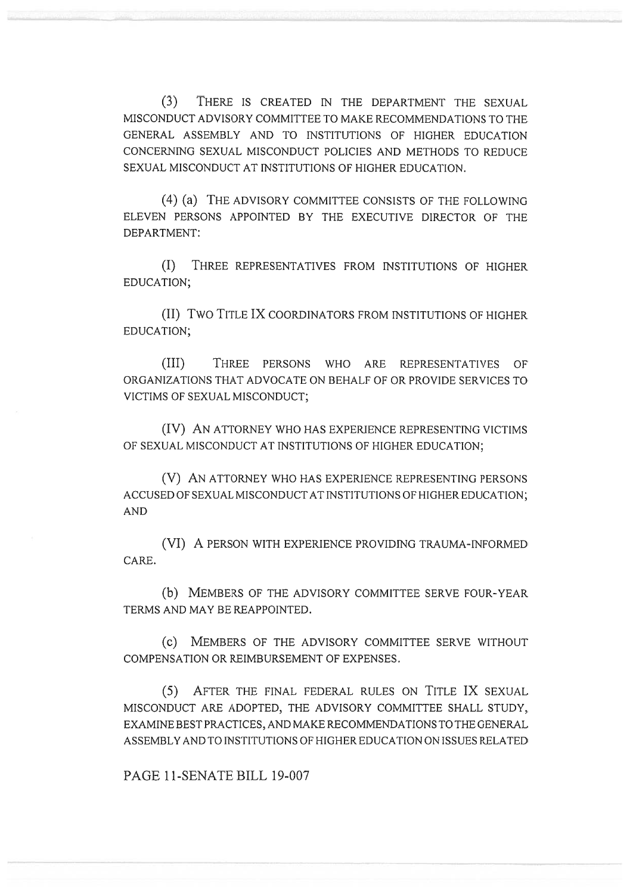(3) THERE IS CREATED IN THE DEPARTMENT THE SEXUAL MISCONDUCT ADVISORY COMMITTEE TO MAKE RECOMMENDATIONS TO THE GENERAL ASSEMBLY AND TO INSTITUTIONS OF HIGHER EDUCATION CONCERNING SEXUAL MISCONDUCT POLICIES AND METHODS TO REDUCE SEXUAL MISCONDUCT AT INSTITUTIONS OF HIGHER EDUCATION.

(4) (a) THE ADVISORY COMMITTEE CONSISTS OF THE FOLLOWING ELEVEN PERSONS APPOINTED BY THE EXECUTIVE DIRECTOR OF THE DEPARTMENT:

(I) THREE REPRESENTATIVES FROM INSTITUTIONS OF HIGHER EDUCATION;

(II) TWO TITLE IX COORDINATORS FROM INSTITUTIONS OF HIGHER EDUCATION;

(III) THREE PERSONS WHO ARE REPRESENTATIVES OF ORGANIZATIONS THAT ADVOCATE ON BEHALF OF OR PROVIDE SERVICES TO VICTIMS OF SEXUAL MISCONDUCT;

(IV) AN ATTORNEY WHO HAS EXPERIENCE REPRESENTING VICTIMS OF SEXUAL MISCONDUCT AT INSTITUTIONS OF HIGHER EDUCATION;

(V) AN ATTORNEY WHO HAS EXPERIENCE REPRESENTING PERSONS ACCUSED OF SEXUAL MISCONDUCT AT INSTITUTIONS OF HIGHER EDUCATION; AND

(VI) A PERSON WITH EXPERIENCE PROVIDING TRAUMA-INFORMED CARE.

(b) MEMBERS OF THE ADVISORY COMMITTEE SERVE FOUR-YEAR TERMS AND MAY BE REAPPOINTED.

(c) MEMBERS OF THE ADVISORY COMMITTEE SERVE WITHOUT COMPENSATION OR REIMBURSEMENT OF EXPENSES.

(5) AFTER THE FINAL FEDERAL RULES ON TITLE IX SEXUAL MISCONDUCT ARE ADOPTED, THE ADVISORY COMMITTEE SHALL STUDY, EXAMINE BEST PRACTICES, AND MAKE RECOMMENDATIONS TO THE GENERAL ASSEMBLY AND TO INSTITUTIONS OF HIGHER EDUCATION ON ISSUES RELATED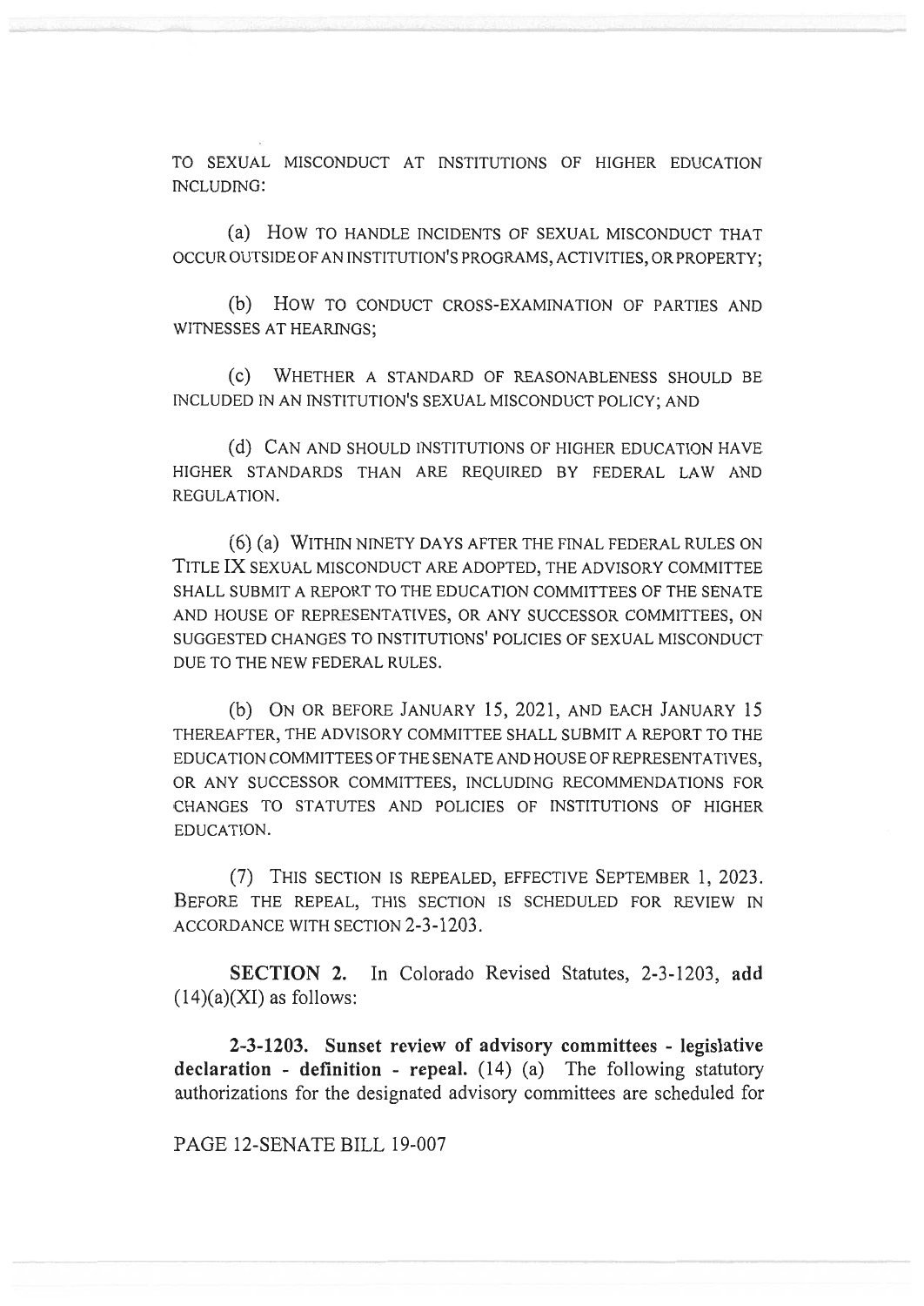TO SEXUAL MISCONDUCT AT INSTITUTIONS OF HIGHER EDUCATION INCLUDING:

(a) HOW TO HANDLE INCIDENTS OF SEXUAL MISCONDUCT THAT OCCUR OUTSIDE OF AN INSTITUTION'S PROGRAMS, ACTIVITIES, OR PROPERTY;

(b) HOW TO CONDUCT CROSS-EXAMINATION OF PARTIES AND WITNESSES AT HEARINGS;

(c) WHETHER A STANDARD OF REASONABLENESS SHOULD BE INCLUDED IN AN INSTITUTION'S SEXUAL MISCONDUCT POLICY; AND

(d) CAN AND SHOULD INSTITUTIONS OF HIGHER EDUCATION HAVE HIGHER STANDARDS THAN ARE REQUIRED BY FEDERAL LAW AND REGULATION.

(6) (a) WITHIN NINETY DAYS AFTER THE FINAL FEDERAL RULES ON TITLE IX SEXUAL MISCONDUCT ARE ADOPTED, THE ADVISORY COMMITTEE SHALL SUBMIT A REPORT TO THE EDUCATION COMMITTEES OF THE SENATE AND HOUSE OF REPRESENTATIVES, OR ANY SUCCESSOR COMMITTEES, ON SUGGESTED CHANGES TO INSTITUTIONS' POLICIES OF SEXUAL MISCONDUCT DUE TO THE NEW FEDERAL RULES.

(b) ON OR BEFORE JANUARY 15, 2021, AND EACH JANUARY 15 THEREAFTER, THE ADVISORY COMMITTEE SHALL SUBMIT A REPORT TO THE EDUCATION COMMITTEES OF THE SENATE AND HOUSE OF REPRESENTATIVES, OR ANY SUCCESSOR COMMITTEES, INCLUDING RECOMMENDATIONS FOR CHANGES TO STATUTES AND POLICIES OF INSTITUTIONS OF HIGHER EDUCATION.

(7) THIS SECTION IS REPEALED, EFFECTIVE SEPTEMBER 1, 2023. BEFORE THE REPEAL, THIS SECTION IS SCHEDULED FOR REVIEW IN ACCORDANCE WITH SECTION 2-3-1203.

**SECTION 2.** In Colorado Revised Statutes, 2-3-1203, **add** (14)(a)(XI) as follows:

**2-3-1203. Sunset review of advisory committees - legislative declaration - definition - repeal.** (14) (a) The following statutory authorizations for the designated advisory committees are scheduled for

PAGE 12-SENATE BILL 19-007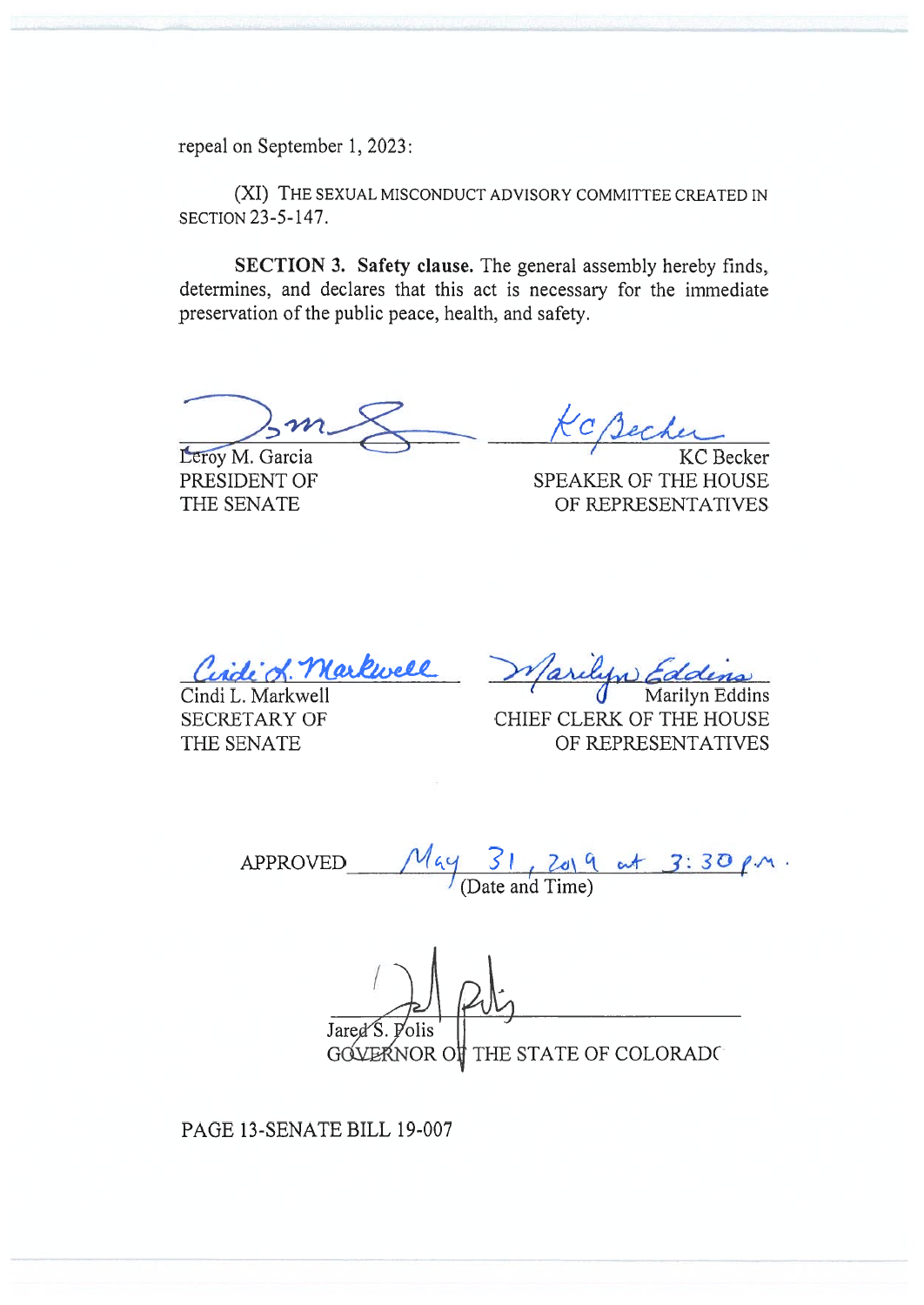repeal on September 1, 2023:

(XI) THE SEXUAL MISCONDUCT ADVISORY COMMITTEE CREATED IN SECTION 23-5-147.

**SECTION 3. Safety clause.** The general assembly hereby finds, determines, and declares that this act is necessary for the immediate preservation of the public peace, health, and safety.

Leroy M. Garcia
PRESIDENT OF
THE SENATE

KC Becker
SPEAKER OF THE HOUSE
OF REPRESENTATIVES

Cindi L. Markwell
SECRETARY OF
THE SENATE

Marilyn Eddins
CHIEF CLERK OF THE HOUSE
OF REPRESENTATIVES

APPROVED May 31, 2019 at 3:30 p.m.
(Date and Time)

Jared S. Polis
GOVERNOR OF THE STATE OF COLORADO

PAGE 13-SENATE BILL 19-007